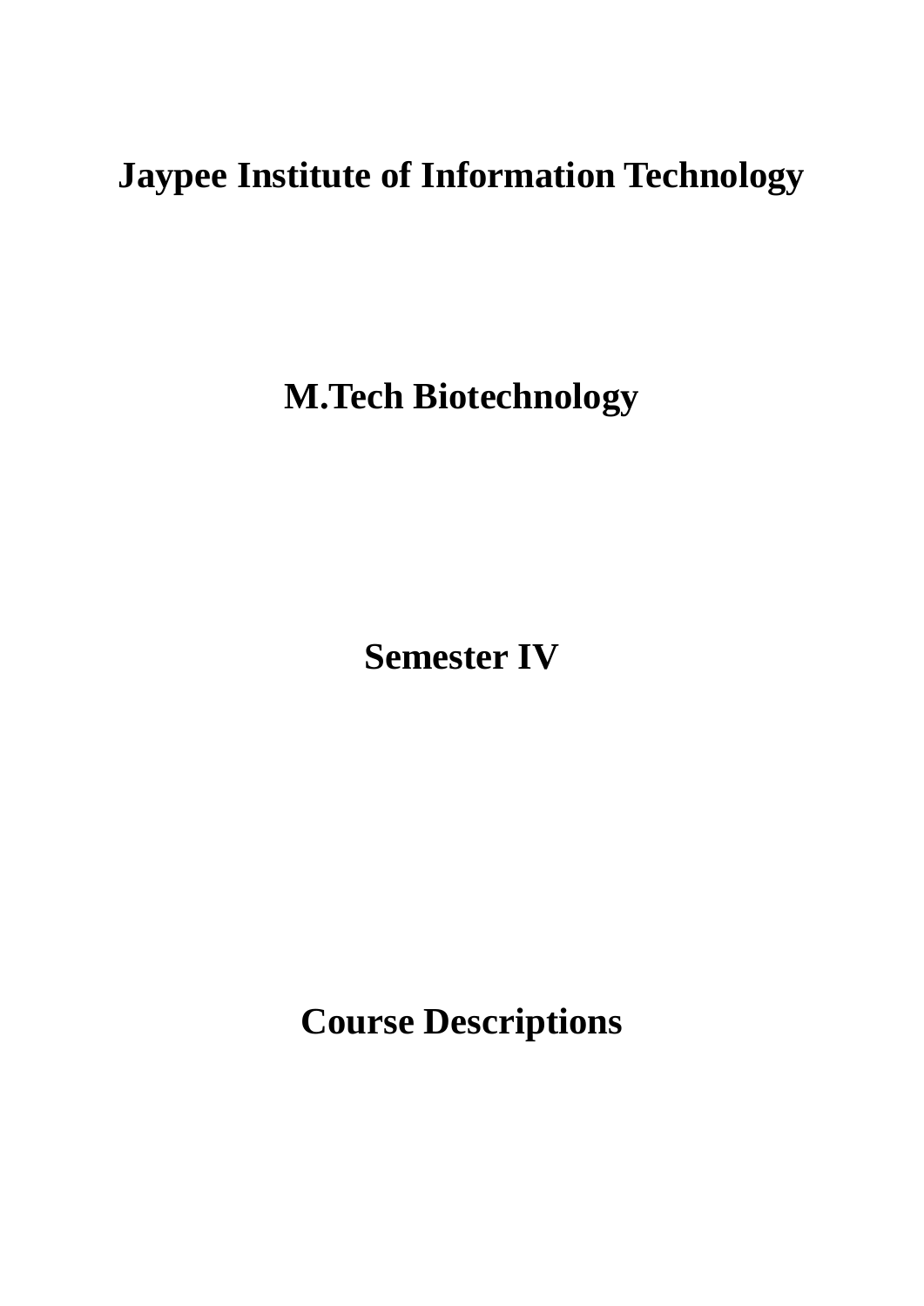# Jaypee Institute of Information Technology

# M.Tech Biotechnology

# Semester IV

# Course Descriptions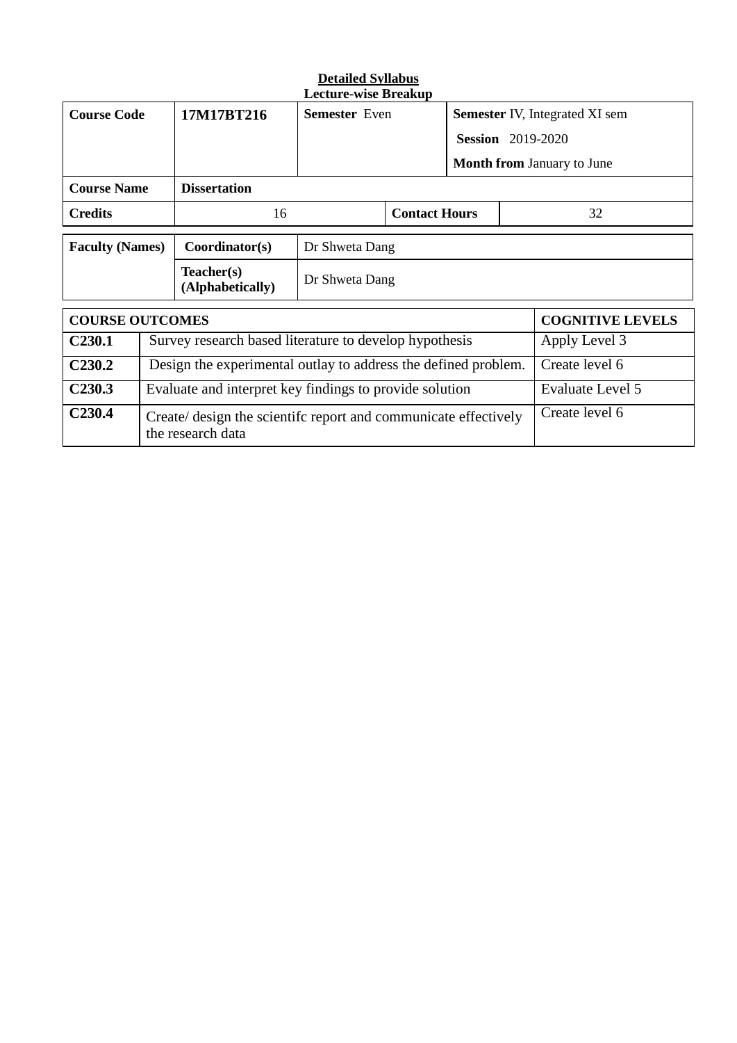**Detailed Syllabus**

**Lecture-wise Breakup**

| | | | |
|---|---|---|---|
| **Course Code** | **17M17BT216** | **Semester** Even | **Semester** IV, Integrated XI sem<br>**Session** 2019-2020<br>**Month from** January to June |
| **Course Name** | **Dissertation** | | |
| **Credits** | 16 | **Contact Hours** | 32 |

| | | |
|---|---|---|
| **Faculty (Names)** | **Coordinator(s)** | Dr Shweta Dang |
| | **Teacher(s) (Alphabetically)** | Dr Shweta Dang |

| **COURSE OUTCOMES** | | **COGNITIVE LEVELS** |
|---|---|---|
| **C230.1** | Survey research based literature to develop hypothesis | Apply Level 3 |
| **C230.2** | Design the experimental outlay to address the defined problem. | Create level 6 |
| **C230.3** | Evaluate and interpret key findings to provide solution | Evaluate Level 5 |
| **C230.4** | Create/ design the scientifc report and communicate effectively the research data | Create level 6 |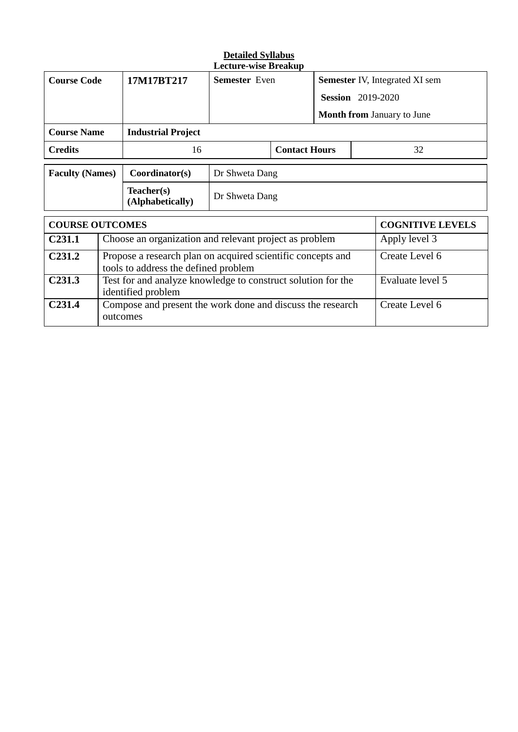**Detailed Syllabus**
**Lecture-wise Breakup**

| | | | |
|---|---|---|---|
| **Course Code** | **17M17BT217** | **Semester** Even | **Semester** IV, Integrated XI sem<br>**Session** 2019-2020<br>**Month from** January to June |
| **Course Name** | **Industrial Project** | | |
| **Credits** | 16 | **Contact Hours** | 32 |

| | | |
|---|---|---|
| **Faculty (Names)** | **Coordinator(s)** | Dr Shweta Dang |
| | **Teacher(s) (Alphabetically)** | Dr Shweta Dang |

| **COURSE OUTCOMES** | | **COGNITIVE LEVELS** |
|---|---|---|
| **C231.1** | Choose an organization and relevant project as problem | Apply level 3 |
| **C231.2** | Propose a research plan on acquired scientific concepts and tools to address the defined problem | Create Level 6 |
| **C231.3** | Test for and analyze knowledge to construct solution for the identified problem | Evaluate level 5 |
| **C231.4** | Compose and present the work done and discuss the research outcomes | Create Level 6 |